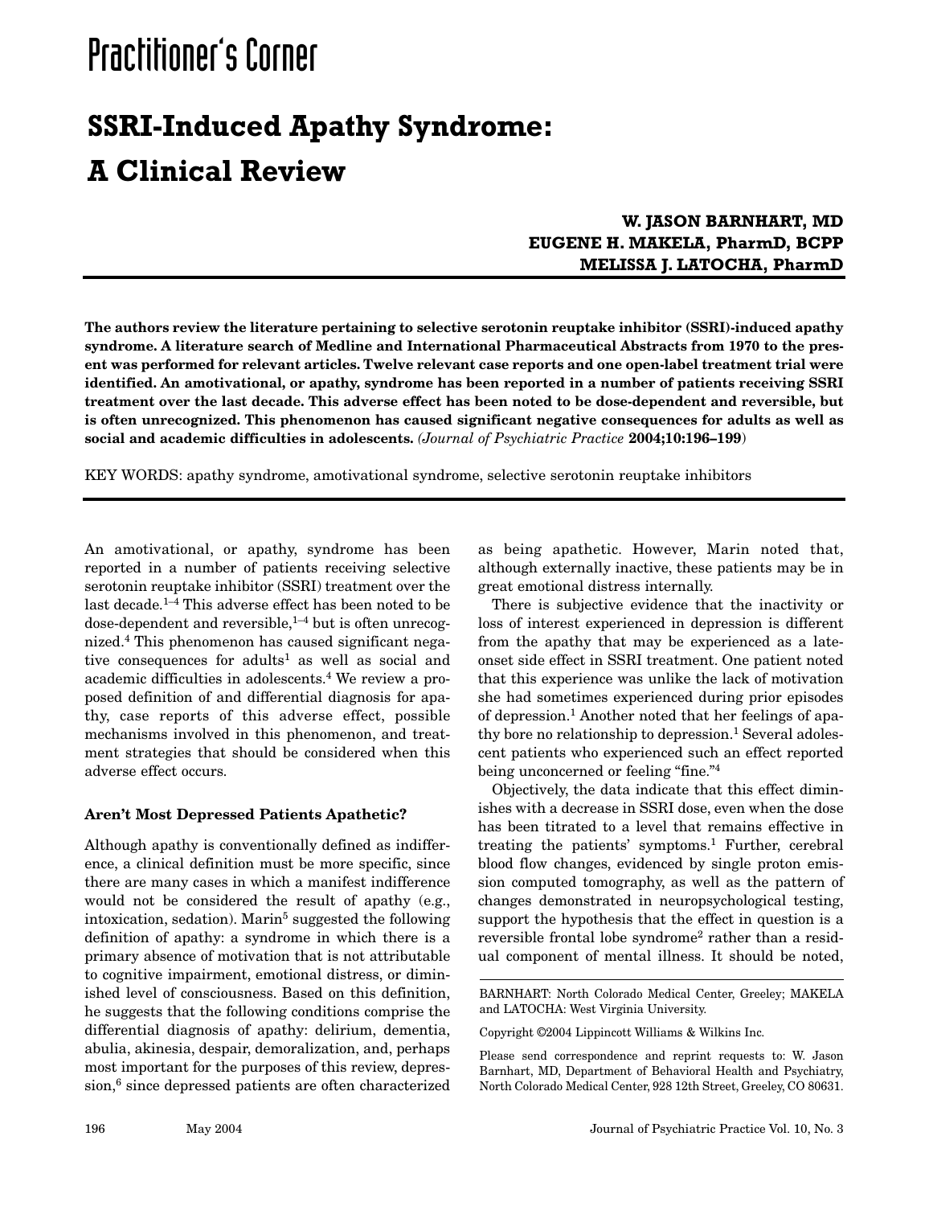Practitioner's Corner

# SSRI-Induced Apathy Syndrome: A Clinical Review

**W. JASON BARNHART, MD**
**EUGENE H. MAKELA, PharmD, BCPP**
**MELISSA J. LATOCHA, PharmD**

**The authors review the literature pertaining to selective serotonin reuptake inhibitor (SSRI)-induced apathy syndrome. A literature search of Medline and International Pharmaceutical Abstracts from 1970 to the present was performed for relevant articles. Twelve relevant case reports and one open-label treatment trial were identified. An amotivational, or apathy, syndrome has been reported in a number of patients receiving SSRI treatment over the last decade. This adverse effect has been noted to be dose-dependent and reversible, but is often unrecognized. This phenomenon has caused significant negative consequences for adults as well as social and academic difficulties in adolescents.** *(Journal of Psychiatric Practice* **2004;10:196–199)**

KEY WORDS: apathy syndrome, amotivational syndrome, selective serotonin reuptake inhibitors

An amotivational, or apathy, syndrome has been reported in a number of patients receiving selective serotonin reuptake inhibitor (SSRI) treatment over the last decade.[1–4] This adverse effect has been noted to be dose-dependent and reversible,[1–4] but is often unrecognized.[4] This phenomenon has caused significant negative consequences for adults[1] as well as social and academic difficulties in adolescents.[4] We review a proposed definition of and differential diagnosis for apathy, case reports of this adverse effect, possible mechanisms involved in this phenomenon, and treatment strategies that should be considered when this adverse effect occurs.

### Aren't Most Depressed Patients Apathetic?

Although apathy is conventionally defined as indifference, a clinical definition must be more specific, since there are many cases in which a manifest indifference would not be considered the result of apathy (e.g., intoxication, sedation). Marin[5] suggested the following definition of apathy: a syndrome in which there is a primary absence of motivation that is not attributable to cognitive impairment, emotional distress, or diminished level of consciousness. Based on this definition, he suggests that the following conditions comprise the differential diagnosis of apathy: delirium, dementia, abulia, akinesia, despair, demoralization, and, perhaps most important for the purposes of this review, depression,[6] since depressed patients are often characterized as being apathetic. However, Marin noted that, although externally inactive, these patients may be in great emotional distress internally.

There is subjective evidence that the inactivity or loss of interest experienced in depression is different from the apathy that may be experienced as a late-onset side effect in SSRI treatment. One patient noted that this experience was unlike the lack of motivation she had sometimes experienced during prior episodes of depression.[1] Another noted that her feelings of apathy bore no relationship to depression.[1] Several adolescent patients who experienced such an effect reported being unconcerned or feeling "fine."[4]

Objectively, the data indicate that this effect diminishes with a decrease in SSRI dose, even when the dose has been titrated to a level that remains effective in treating the patients' symptoms.[1] Further, cerebral blood flow changes, evidenced by single proton emission computed tomography, as well as the pattern of changes demonstrated in neuropsychological testing, support the hypothesis that the effect in question is a reversible frontal lobe syndrome[2] rather than a residual component of mental illness. It should be noted,

BARNHART: North Colorado Medical Center, Greeley; MAKELA and LATOCHA: West Virginia University.

Copyright ©2004 Lippincott Williams & Wilkins Inc.

Please send correspondence and reprint requests to: W. Jason Barnhart, MD, Department of Behavioral Health and Psychiatry, North Colorado Medical Center, 928 12th Street, Greeley, CO 80631.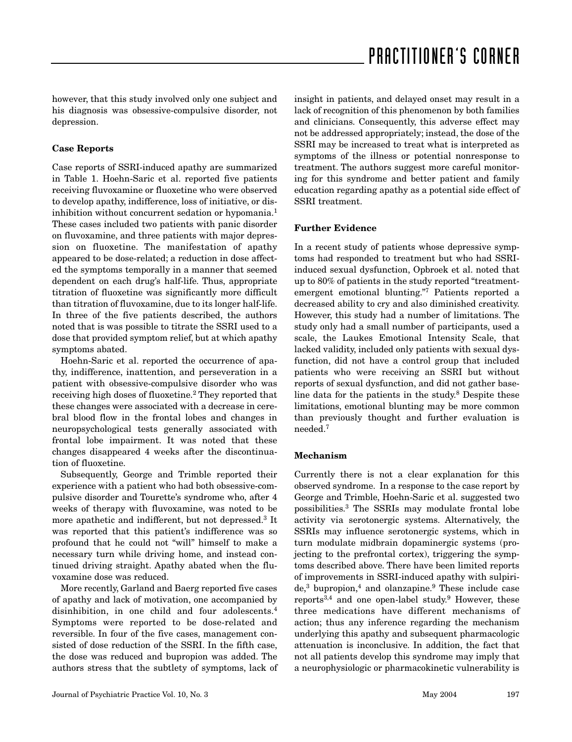however, that this study involved only one subject and his diagnosis was obsessive-compulsive disorder, not depression.

### Case Reports

Case reports of SSRI-induced apathy are summarized in Table 1. Hoehn-Saric et al. reported five patients receiving fluvoxamine or fluoxetine who were observed to develop apathy, indifference, loss of initiative, or disinhibition without concurrent sedation or hypomania.[1] These cases included two patients with panic disorder on fluvoxamine, and three patients with major depression on fluoxetine. The manifestation of apathy appeared to be dose-related; a reduction in dose affected the symptoms temporally in a manner that seemed dependent on each drug's half-life. Thus, appropriate titration of fluoxetine was significantly more difficult than titration of fluvoxamine, due to its longer half-life. In three of the five patients described, the authors noted that is was possible to titrate the SSRI used to a dose that provided symptom relief, but at which apathy symptoms abated.

Hoehn-Saric et al. reported the occurrence of apathy, indifference, inattention, and perseveration in a patient with obsessive-compulsive disorder who was receiving high doses of fluoxetine.[2] They reported that these changes were associated with a decrease in cerebral blood flow in the frontal lobes and changes in neuropsychological tests generally associated with frontal lobe impairment. It was noted that these changes disappeared 4 weeks after the discontinuation of fluoxetine.

Subsequently, George and Trimble reported their experience with a patient who had both obsessive-compulsive disorder and Tourette's syndrome who, after 4 weeks of therapy with fluvoxamine, was noted to be more apathetic and indifferent, but not depressed.[3] It was reported that this patient's indifference was so profound that he could not "will" himself to make a necessary turn while driving home, and instead continued driving straight. Apathy abated when the fluvoxamine dose was reduced.

More recently, Garland and Baerg reported five cases of apathy and lack of motivation, one accompanied by disinhibition, in one child and four adolescents.[4] Symptoms were reported to be dose-related and reversible. In four of the five cases, management consisted of dose reduction of the SSRI. In the fifth case, the dose was reduced and bupropion was added. The authors stress that the subtlety of symptoms, lack of insight in patients, and delayed onset may result in a lack of recognition of this phenomenon by both families and clinicians. Consequently, this adverse effect may not be addressed appropriately; instead, the dose of the SSRI may be increased to treat what is interpreted as symptoms of the illness or potential nonresponse to treatment. The authors suggest more careful monitoring for this syndrome and better patient and family education regarding apathy as a potential side effect of SSRI treatment.

### Further Evidence

In a recent study of patients whose depressive symptoms had responded to treatment but who had SSRI-induced sexual dysfunction, Opbroek et al. noted that up to 80% of patients in the study reported "treatment-emergent emotional blunting."[7] Patients reported a decreased ability to cry and also diminished creativity. However, this study had a number of limitations. The study only had a small number of participants, used a scale, the Laukes Emotional Intensity Scale, that lacked validity, included only patients with sexual dysfunction, did not have a control group that included patients who were receiving an SSRI but without reports of sexual dysfunction, and did not gather baseline data for the patients in the study.[8] Despite these limitations, emotional blunting may be more common than previously thought and further evaluation is needed.[7]

### Mechanism

Currently there is not a clear explanation for this observed syndrome. In a response to the case report by George and Trimble, Hoehn-Saric et al. suggested two possibilities.[3] The SSRIs may modulate frontal lobe activity via serotonergic systems. Alternatively, the SSRIs may influence serotonergic systems, which in turn modulate midbrain dopaminergic systems (projecting to the prefrontal cortex), triggering the symptoms described above. There have been limited reports of improvements in SSRI-induced apathy with sulpiride,[3] bupropion,[4] and olanzapine.[9] These include case reports[3,4] and one open-label study.[9] However, these three medications have different mechanisms of action; thus any inference regarding the mechanism underlying this apathy and subsequent pharmacologic attenuation is inconclusive. In addition, the fact that not all patients develop this syndrome may imply that a neurophysiologic or pharmacokinetic vulnerability is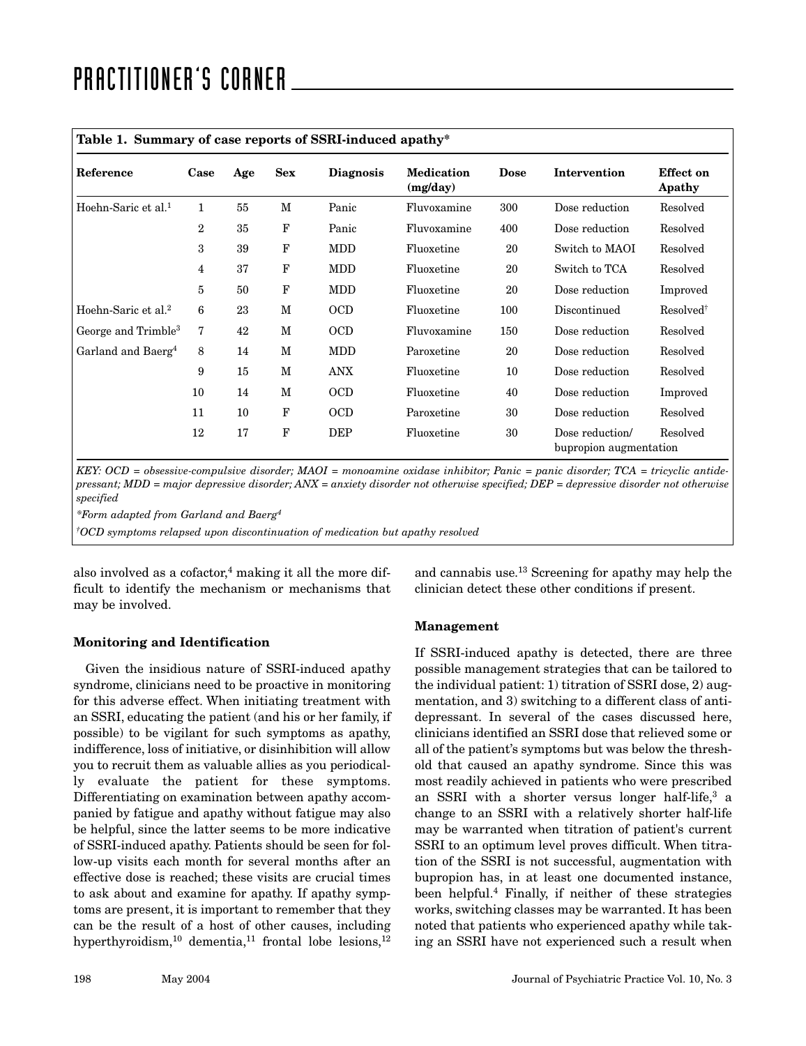**Table 1. Summary of case reports of SSRI-induced apathy***

| Reference | Case | Age | Sex | Diagnosis | Medication (mg/day) | Dose | Intervention | Effect on Apathy |
|---|---|---|---|---|---|---|---|---|
| Hoehn-Saric et al.[1] | 1 | 55 | M | Panic | Fluvoxamine | 300 | Dose reduction | Resolved |
| | 2 | 35 | F | Panic | Fluvoxamine | 400 | Dose reduction | Resolved |
| | 3 | 39 | F | MDD | Fluoxetine | 20 | Switch to MAOI | Resolved |
| | 4 | 37 | F | MDD | Fluoxetine | 20 | Switch to TCA | Resolved |
| | 5 | 50 | F | MDD | Fluoxetine | 20 | Dose reduction | Improved |
| Hoehn-Saric et al.[2] | 6 | 23 | M | OCD | Fluoxetine | 100 | Discontinued | Resolved[†] |
| George and Trimble[3] | 7 | 42 | M | OCD | Fluvoxamine | 150 | Dose reduction | Resolved |
| Garland and Baerg[4] | 8 | 14 | M | MDD | Paroxetine | 20 | Dose reduction | Resolved |
| | 9 | 15 | M | ANX | Fluoxetine | 10 | Dose reduction | Resolved |
| | 10 | 14 | M | OCD | Fluoxetine | 40 | Dose reduction | Improved |
| | 11 | 10 | F | OCD | Paroxetine | 30 | Dose reduction | Resolved |
| | 12 | 17 | F | DEP | Fluoxetine | 30 | Dose reduction/ bupropion augmentation | Resolved |

*KEY: OCD = obsessive-compulsive disorder; MAOI = monoamine oxidase inhibitor; Panic = panic disorder; TCA = tricyclic antidepressant; MDD = major depressive disorder; ANX = anxiety disorder not otherwise specified; DEP = depressive disorder not otherwise specified*

*Form adapted from Garland and Baerg[4]

[†]OCD symptoms relapsed upon discontinuation of medication but apathy resolved

also involved as a cofactor,[4] making it all the more difficult to identify the mechanism or mechanisms that may be involved.

### Monitoring and Identification

Given the insidious nature of SSRI-induced apathy syndrome, clinicians need to be proactive in monitoring for this adverse effect. When initiating treatment with an SSRI, educating the patient (and his or her family, if possible) to be vigilant for such symptoms as apathy, indifference, loss of initiative, or disinhibition will allow you to recruit them as valuable allies as you periodically evaluate the patient for these symptoms. Differentiating on examination between apathy accompanied by fatigue and apathy without fatigue may also be helpful, since the latter seems to be more indicative of SSRI-induced apathy. Patients should be seen for follow-up visits each month for several months after an effective dose is reached; these visits are crucial times to ask about and examine for apathy. If apathy symptoms are present, it is important to remember that they can be the result of a host of other causes, including hyperthyroidism,[10] dementia,[11] frontal lobe lesions,[12] and cannabis use.[13] Screening for apathy may help the clinician detect these other conditions if present.

### Management

If SSRI-induced apathy is detected, there are three possible management strategies that can be tailored to the individual patient: 1) titration of SSRI dose, 2) augmentation, and 3) switching to a different class of antidepressant. In several of the cases discussed here, clinicians identified an SSRI dose that relieved some or all of the patient's symptoms but was below the threshold that caused an apathy syndrome. Since this was most readily achieved in patients who were prescribed an SSRI with a shorter versus longer half-life,[3] a change to an SSRI with a relatively shorter half-life may be warranted when titration of patient's current SSRI to an optimum level proves difficult. When titration of the SSRI is not successful, augmentation with bupropion has, in at least one documented instance, been helpful.[4] Finally, if neither of these strategies works, switching classes may be warranted. It has been noted that patients who experienced apathy while taking an SSRI have not experienced such a result when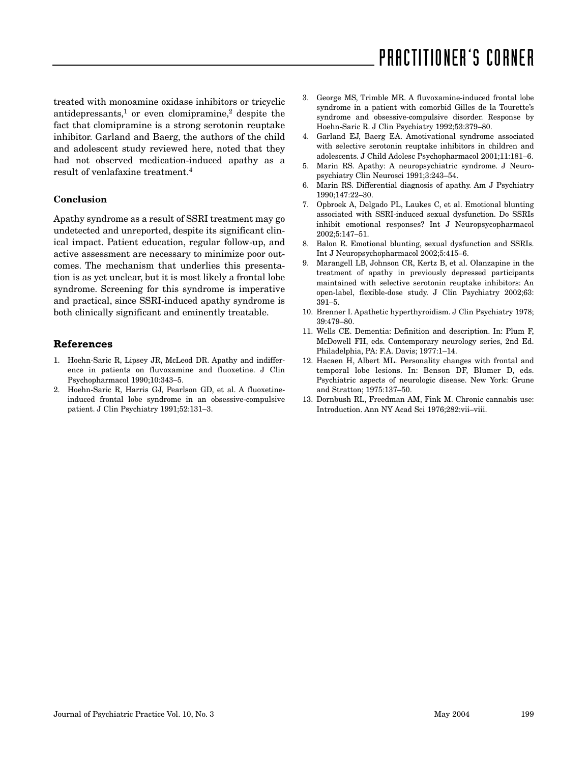treated with monoamine oxidase inhibitors or tricyclic antidepressants,[1] or even clomipramine,[2] despite the fact that clomipramine is a strong serotonin reuptake inhibitor. Garland and Baerg, the authors of the child and adolescent study reviewed here, noted that they had not observed medication-induced apathy as a result of venlafaxine treatment.[4]

### Conclusion

Apathy syndrome as a result of SSRI treatment may go undetected and unreported, despite its significant clinical impact. Patient education, regular follow-up, and active assessment are necessary to minimize poor outcomes. The mechanism that underlies this presentation is as yet unclear, but it is most likely a frontal lobe syndrome. Screening for this syndrome is imperative and practical, since SSRI-induced apathy syndrome is both clinically significant and eminently treatable.

## References

1. Hoehn-Saric R, Lipsey JR, McLeod DR. Apathy and indifference in patients on fluvoxamine and fluoxetine. J Clin Psychopharmacol 1990;10:343–5.
2. Hoehn-Saric R, Harris GJ, Pearlson GD, et al. A fluoxetine-induced frontal lobe syndrome in an obsessive-compulsive patient. J Clin Psychiatry 1991;52:131–3.
3. George MS, Trimble MR. A fluvoxamine-induced frontal lobe syndrome in a patient with comorbid Gilles de la Tourette's syndrome and obsessive-compulsive disorder. Response by Hoehn-Saric R. J Clin Psychiatry 1992;53:379–80.
4. Garland EJ, Baerg EA. Amotivational syndrome associated with selective serotonin reuptake inhibitors in children and adolescents. J Child Adolesc Psychopharmacol 2001;11:181–6.
5. Marin RS. Apathy: A neuropsychiatric syndrome. J Neuropsychiatry Clin Neurosci 1991;3:243–54.
6. Marin RS. Differential diagnosis of apathy. Am J Psychiatry 1990;147:22–30.
7. Opbroek A, Delgado PL, Laukes C, et al. Emotional blunting associated with SSRI-induced sexual dysfunction. Do SSRIs inhibit emotional responses? Int J Neuropsycopharmacol 2002;5:147–51.
8. Balon R. Emotional blunting, sexual dysfunction and SSRIs. Int J Neuropsychopharmacol 2002;5:415–6.
9. Marangell LB, Johnson CR, Kertz B, et al. Olanzapine in the treatment of apathy in previously depressed participants maintained with selective serotonin reuptake inhibitors: An open-label, flexible-dose study. J Clin Psychiatry 2002;63: 391–5.
10. Brenner I. Apathetic hyperthyroidism. J Clin Psychiatry 1978; 39:479–80.
11. Wells CE. Dementia: Definition and description. In: Plum F, McDowell FH, eds. Contemporary neurology series, 2nd Ed. Philadelphia, PA: F.A. Davis; 1977:1–14.
12. Hacaen H, Albert ML. Personality changes with frontal and temporal lobe lesions. In: Benson DF, Blumer D, eds. Psychiatric aspects of neurologic disease. New York: Grune and Stratton; 1975:137–50.
13. Dornbush RL, Freedman AM, Fink M. Chronic cannabis use: Introduction. Ann NY Acad Sci 1976;282:vii–viii.